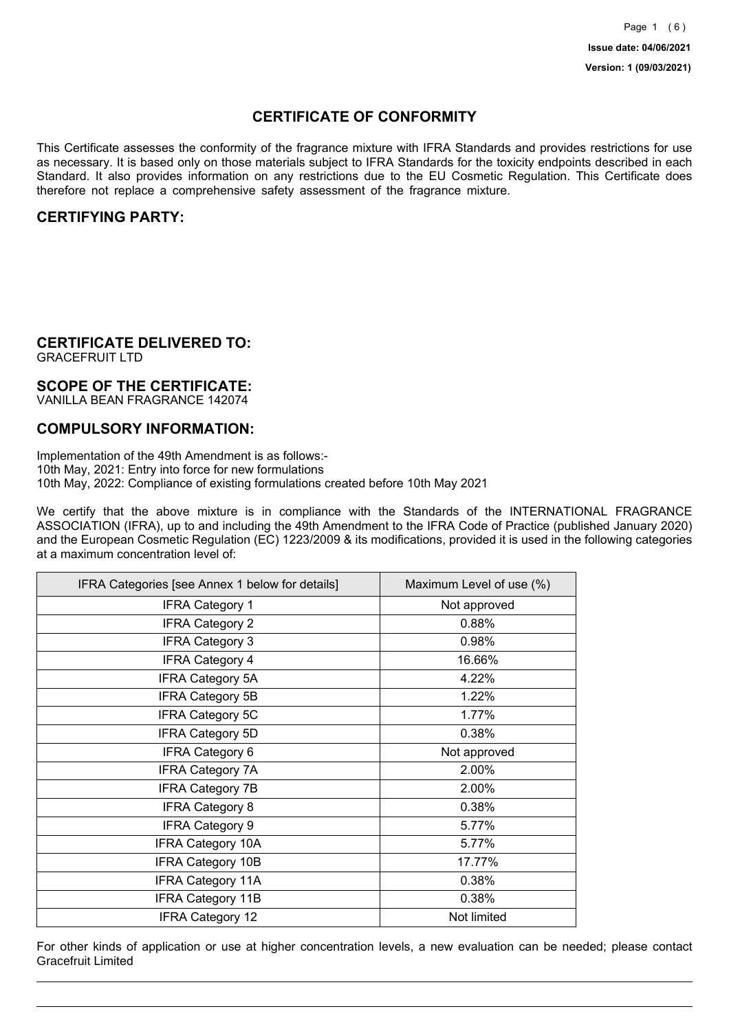**Issue date: 04/06/2021**

**Version: 1 (09/03/2021)**

# CERTIFICATE OF CONFORMITY

This Certificate assesses the conformity of the fragrance mixture with IFRA Standards and provides restrictions for use as necessary. It is based only on those materials subject to IFRA Standards for the toxicity endpoints described in each Standard. It also provides information on any restrictions due to the EU Cosmetic Regulation. This Certificate does therefore not replace a comprehensive safety assessment of the fragrance mixture.

## CERTIFYING PARTY:

## CERTIFICATE DELIVERED TO:

GRACEFRUIT LTD

## SCOPE OF THE CERTIFICATE:

VANILLA BEAN FRAGRANCE 142074

## COMPULSORY INFORMATION:

Implementation of the 49th Amendment is as follows:-
10th May, 2021: Entry into force for new formulations
10th May, 2022: Compliance of existing formulations created before 10th May 2021

We certify that the above mixture is in compliance with the Standards of the INTERNATIONAL FRAGRANCE ASSOCIATION (IFRA), up to and including the 49th Amendment to the IFRA Code of Practice (published January 2020) and the European Cosmetic Regulation (EC) 1223/2009 & its modifications, provided it is used in the following categories at a maximum concentration level of:

| IFRA Categories [see Annex 1 below for details] | Maximum Level of use (%) |
|---|---|
| IFRA Category 1 | Not approved |
| IFRA Category 2 | 0.88% |
| IFRA Category 3 | 0.98% |
| IFRA Category 4 | 16.66% |
| IFRA Category 5A | 4.22% |
| IFRA Category 5B | 1.22% |
| IFRA Category 5C | 1.77% |
| IFRA Category 5D | 0.38% |
| IFRA Category 6 | Not approved |
| IFRA Category 7A | 2.00% |
| IFRA Category 7B | 2.00% |
| IFRA Category 8 | 0.38% |
| IFRA Category 9 | 5.77% |
| IFRA Category 10A | 5.77% |
| IFRA Category 10B | 17.77% |
| IFRA Category 11A | 0.38% |
| IFRA Category 11B | 0.38% |
| IFRA Category 12 | Not limited |

For other kinds of application or use at higher concentration levels, a new evaluation can be needed; please contact Gracefruit Limited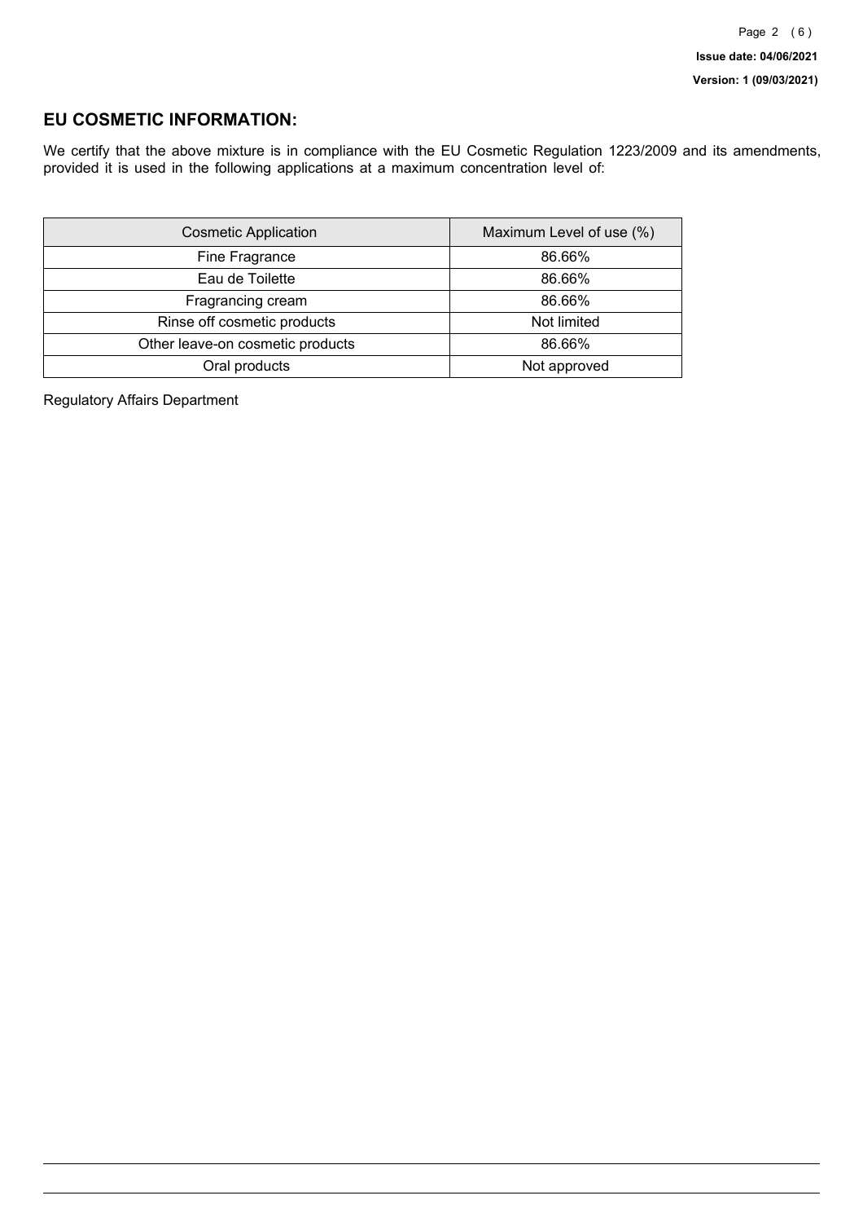## EU COSMETIC INFORMATION:

We certify that the above mixture is in compliance with the EU Cosmetic Regulation 1223/2009 and its amendments, provided it is used in the following applications at a maximum concentration level of:

| Cosmetic Application | Maximum Level of use (%) |
|---|---|
| Fine Fragrance | 86.66% |
| Eau de Toilette | 86.66% |
| Fragrancing cream | 86.66% |
| Rinse off cosmetic products | Not limited |
| Other leave-on cosmetic products | 86.66% |
| Oral products | Not approved |

Regulatory Affairs Department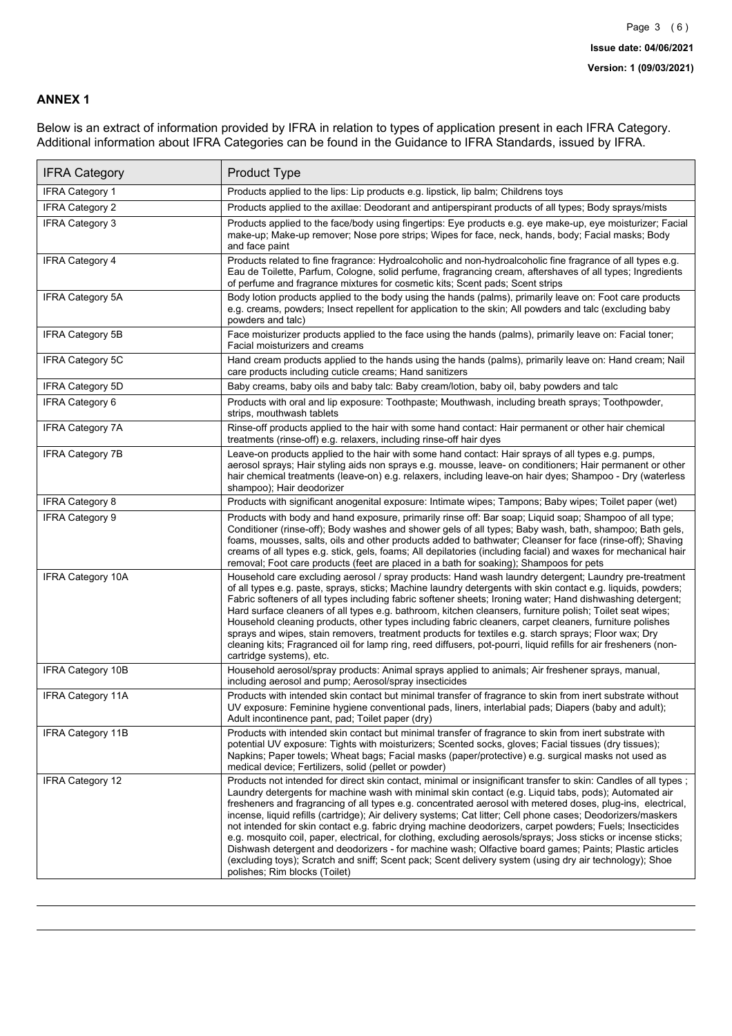## ANNEX 1

Below is an extract of information provided by IFRA in relation to types of application present in each IFRA Category. Additional information about IFRA Categories can be found in the Guidance to IFRA Standards, issued by IFRA.

| IFRA Category | Product Type |
|---|---|
| IFRA Category 1 | Products applied to the lips: Lip products e.g. lipstick, lip balm; Childrens toys |
| IFRA Category 2 | Products applied to the axillae: Deodorant and antiperspirant products of all types; Body sprays/mists |
| IFRA Category 3 | Products applied to the face/body using fingertips: Eye products e.g. eye make-up, eye moisturizer; Facial make-up; Make-up remover; Nose pore strips; Wipes for face, neck, hands, body; Facial masks; Body and face paint |
| IFRA Category 4 | Products related to fine fragrance: Hydroalcoholic and non-hydroalcoholic fine fragrance of all types e.g. Eau de Toilette, Parfum, Cologne, solid perfume, fragrancing cream, aftershaves of all types; Ingredients of perfume and fragrance mixtures for cosmetic kits; Scent pads; Scent strips |
| IFRA Category 5A | Body lotion products applied to the body using the hands (palms), primarily leave on: Foot care products e.g. creams, powders; Insect repellent for application to the skin; All powders and talc (excluding baby powders and talc) |
| IFRA Category 5B | Face moisturizer products applied to the face using the hands (palms), primarily leave on: Facial toner; Facial moisturizers and creams |
| IFRA Category 5C | Hand cream products applied to the hands using the hands (palms), primarily leave on: Hand cream; Nail care products including cuticle creams; Hand sanitizers |
| IFRA Category 5D | Baby creams, baby oils and baby talc: Baby cream/lotion, baby oil, baby powders and talc |
| IFRA Category 6 | Products with oral and lip exposure: Toothpaste; Mouthwash, including breath sprays; Toothpowder, strips, mouthwash tablets |
| IFRA Category 7A | Rinse-off products applied to the hair with some hand contact: Hair permanent or other hair chemical treatments (rinse-off) e.g. relaxers, including rinse-off hair dyes |
| IFRA Category 7B | Leave-on products applied to the hair with some hand contact: Hair sprays of all types e.g. pumps, aerosol sprays; Hair styling aids non sprays e.g. mousse, leave- on conditioners; Hair permanent or other hair chemical treatments (leave-on) e.g. relaxers, including leave-on hair dyes; Shampoo - Dry (waterless shampoo); Hair deodorizer |
| IFRA Category 8 | Products with significant anogenital exposure: Intimate wipes; Tampons; Baby wipes; Toilet paper (wet) |
| IFRA Category 9 | Products with body and hand exposure, primarily rinse off: Bar soap; Liquid soap; Shampoo of all type; Conditioner (rinse-off); Body washes and shower gels of all types; Baby wash, bath, shampoo; Bath gels, foams, mousses, salts, oils and other products added to bathwater; Cleanser for face (rinse-off); Shaving creams of all types e.g. stick, gels, foams; All depilatories (including facial) and waxes for mechanical hair removal; Foot care products (feet are placed in a bath for soaking); Shampoos for pets |
| IFRA Category 10A | Household care excluding aerosol / spray products: Hand wash laundry detergent; Laundry pre-treatment of all types e.g. paste, sprays, sticks; Machine laundry detergents with skin contact e.g. liquids, powders; Fabric softeners of all types including fabric softener sheets; Ironing water; Hand dishwashing detergent; Hard surface cleaners of all types e.g. bathroom, kitchen cleansers, furniture polish; Toilet seat wipes; Household cleaning products, other types including fabric cleaners, carpet cleaners, furniture polishes sprays and wipes, stain removers, treatment products for textiles e.g. starch sprays; Floor wax; Dry cleaning kits; Fragranced oil for lamp ring, reed diffusers, pot-pourri, liquid refills for air fresheners (non-cartridge systems), etc. |
| IFRA Category 10B | Household aerosol/spray products: Animal sprays applied to animals; Air freshener sprays, manual, including aerosol and pump; Aerosol/spray insecticides |
| IFRA Category 11A | Products with intended skin contact but minimal transfer of fragrance to skin from inert substrate without UV exposure: Feminine hygiene conventional pads, liners, interlabial pads; Diapers (baby and adult); Adult incontinence pant, pad; Toilet paper (dry) |
| IFRA Category 11B | Products with intended skin contact but minimal transfer of fragrance to skin from inert substrate with potential UV exposure: Tights with moisturizers; Scented socks, gloves; Facial tissues (dry tissues); Napkins; Paper towels; Wheat bags; Facial masks (paper/protective) e.g. surgical masks not used as medical device; Fertilizers, solid (pellet or powder) |
| IFRA Category 12 | Products not intended for direct skin contact, minimal or insignificant transfer to skin: Candles of all types ; Laundry detergents for machine wash with minimal skin contact (e.g. Liquid tabs, pods); Automated air fresheners and fragrancing of all types e.g. concentrated aerosol with metered doses, plug-ins, electrical, incense, liquid refills (cartridge); Air delivery systems; Cat litter; Cell phone cases; Deodorizers/maskers not intended for skin contact e.g. fabric drying machine deodorizers, carpet powders; Fuels; Insecticides e.g. mosquito coil, paper, electrical, for clothing, excluding aerosols/sprays; Joss sticks or incense sticks; Dishwash detergent and deodorizers - for machine wash; Olfactive board games; Paints; Plastic articles (excluding toys); Scratch and sniff; Scent pack; Scent delivery system (using dry air technology); Shoe polishes; Rim blocks (Toilet) |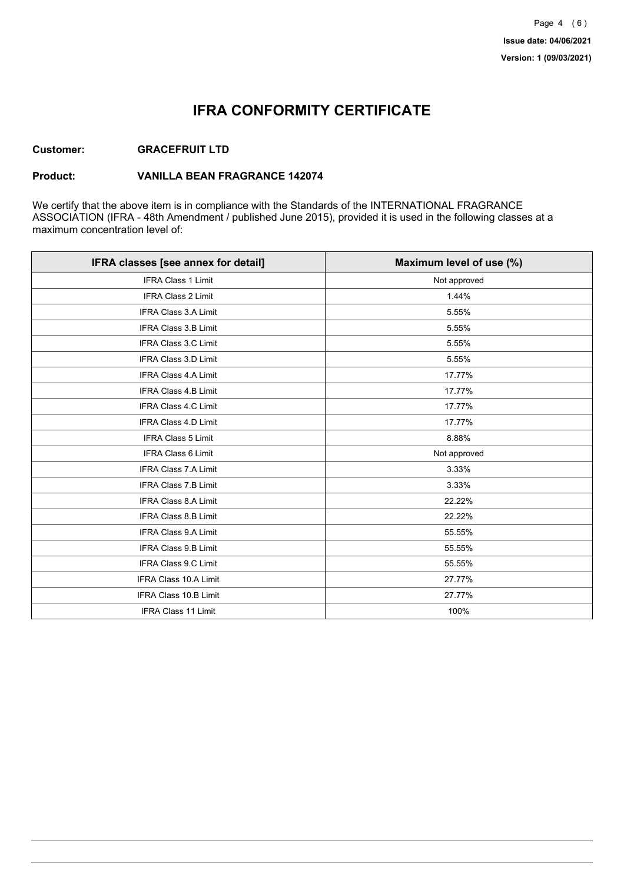# IFRA CONFORMITY CERTIFICATE

**Customer:** **GRACEFRUIT LTD**

**Product:** **VANILLA BEAN FRAGRANCE 142074**

We certify that the above item is in compliance with the Standards of the INTERNATIONAL FRAGRANCE ASSOCIATION (IFRA - 48th Amendment / published June 2015), provided it is used in the following classes at a maximum concentration level of:

| IFRA classes [see annex for detail] | Maximum level of use (%) |
|---|---|
| IFRA Class 1 Limit | Not approved |
| IFRA Class 2 Limit | 1.44% |
| IFRA Class 3.A Limit | 5.55% |
| IFRA Class 3.B Limit | 5.55% |
| IFRA Class 3.C Limit | 5.55% |
| IFRA Class 3.D Limit | 5.55% |
| IFRA Class 4.A Limit | 17.77% |
| IFRA Class 4.B Limit | 17.77% |
| IFRA Class 4.C Limit | 17.77% |
| IFRA Class 4.D Limit | 17.77% |
| IFRA Class 5 Limit | 8.88% |
| IFRA Class 6 Limit | Not approved |
| IFRA Class 7.A Limit | 3.33% |
| IFRA Class 7.B Limit | 3.33% |
| IFRA Class 8.A Limit | 22.22% |
| IFRA Class 8.B Limit | 22.22% |
| IFRA Class 9.A Limit | 55.55% |
| IFRA Class 9.B Limit | 55.55% |
| IFRA Class 9.C Limit | 55.55% |
| IFRA Class 10.A Limit | 27.77% |
| IFRA Class 10.B Limit | 27.77% |
| IFRA Class 11 Limit | 100% |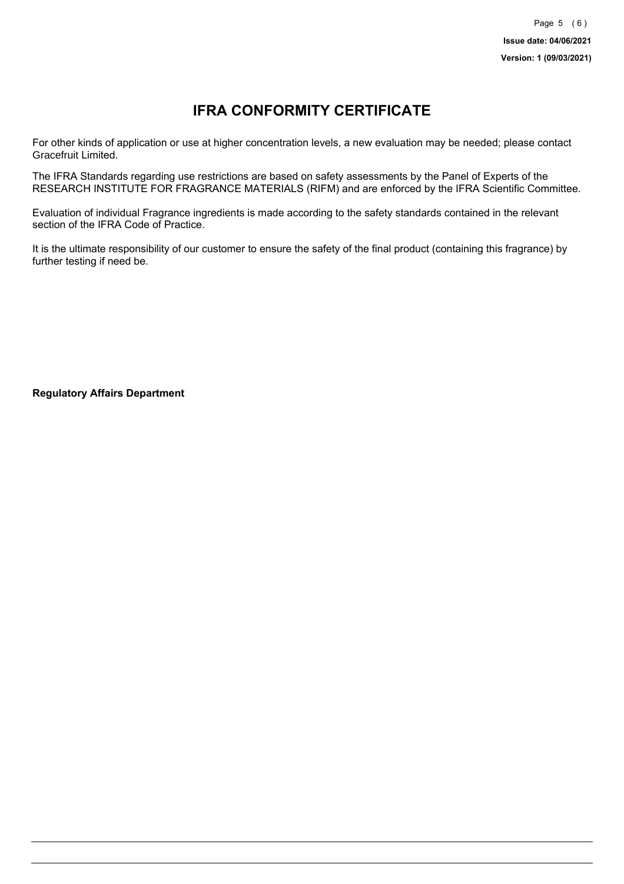# IFRA CONFORMITY CERTIFICATE

For other kinds of application or use at higher concentration levels, a new evaluation may be needed; please contact Gracefruit Limited.

The IFRA Standards regarding use restrictions are based on safety assessments by the Panel of Experts of the RESEARCH INSTITUTE FOR FRAGRANCE MATERIALS (RIFM) and are enforced by the IFRA Scientific Committee.

Evaluation of individual Fragrance ingredients is made according to the safety standards contained in the relevant section of the IFRA Code of Practice.

It is the ultimate responsibility of our customer to ensure the safety of the final product (containing this fragrance) by further testing if need be.

**Regulatory Affairs Department**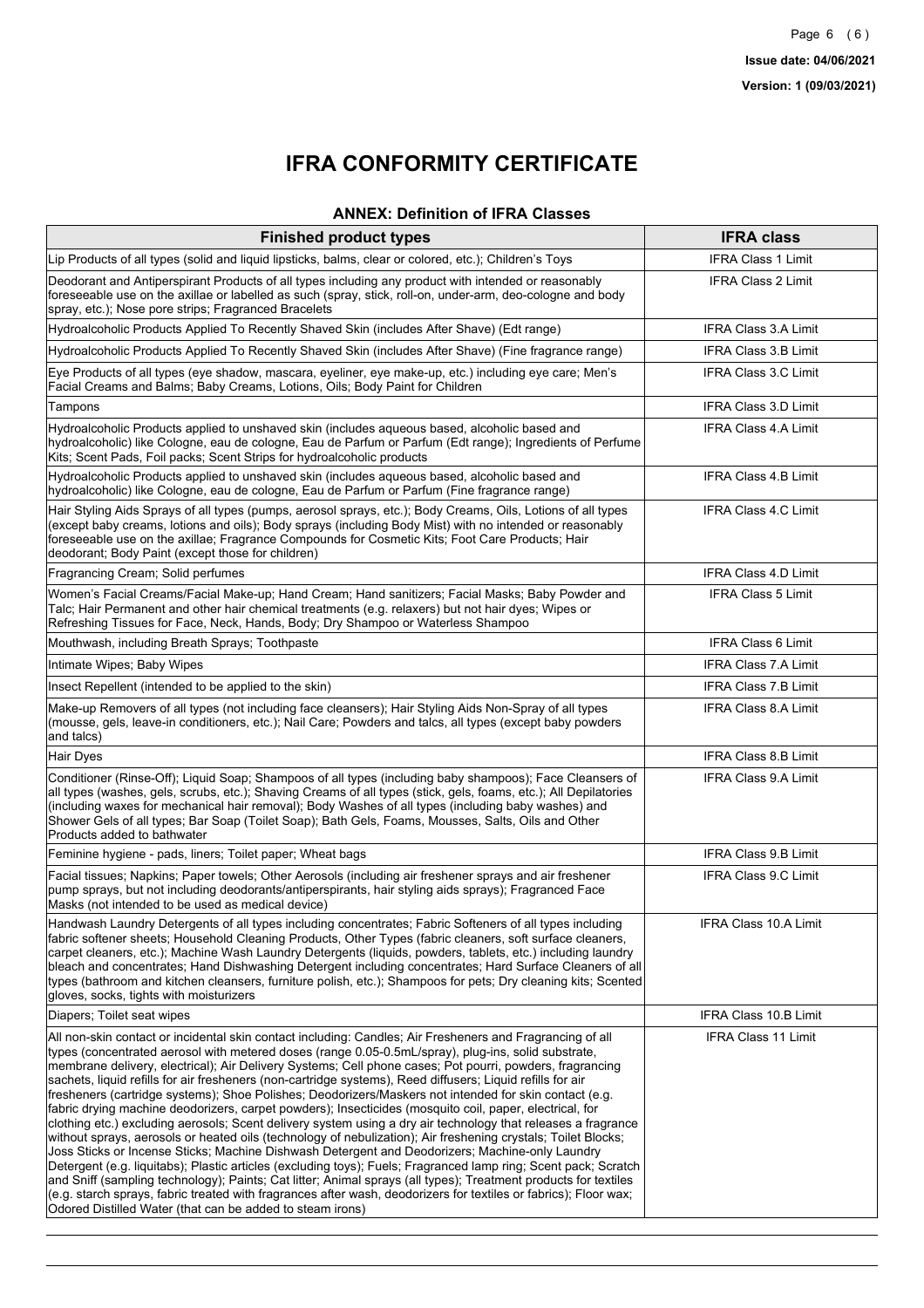Issue date: 04/06/2021

Version: 1 (09/03/2021)

# IFRA CONFORMITY CERTIFICATE

### ANNEX: Definition of IFRA Classes

| Finished product types | IFRA class |
|---|---|
| Lip Products of all types (solid and liquid lipsticks, balms, clear or colored, etc.); Children's Toys | IFRA Class 1 Limit |
| Deodorant and Antiperspirant Products of all types including any product with intended or reasonably foreseeable use on the axillae or labelled as such (spray, stick, roll-on, under-arm, deo-cologne and body spray, etc.); Nose pore strips; Fragranced Bracelets | IFRA Class 2 Limit |
| Hydroalcoholic Products Applied To Recently Shaved Skin (includes After Shave) (Edt range) | IFRA Class 3.A Limit |
| Hydroalcoholic Products Applied To Recently Shaved Skin (includes After Shave) (Fine fragrance range) | IFRA Class 3.B Limit |
| Eye Products of all types (eye shadow, mascara, eyeliner, eye make-up, etc.) including eye care; Men's Facial Creams and Balms; Baby Creams, Lotions, Oils; Body Paint for Children | IFRA Class 3.C Limit |
| Tampons | IFRA Class 3.D Limit |
| Hydroalcoholic Products applied to unshaved skin (includes aqueous based, alcoholic based and hydroalcoholic) like Cologne, eau de cologne, Eau de Parfum or Parfum (Edt range); Ingredients of Perfume Kits; Scent Pads, Foil packs; Scent Strips for hydroalcoholic products | IFRA Class 4.A Limit |
| Hydroalcoholic Products applied to unshaved skin (includes aqueous based, alcoholic based and hydroalcoholic) like Cologne, eau de cologne, Eau de Parfum or Parfum (Fine fragrance range) | IFRA Class 4.B Limit |
| Hair Styling Aids Sprays of all types (pumps, aerosol sprays, etc.); Body Creams, Oils, Lotions of all types (except baby creams, lotions and oils); Body sprays (including Body Mist) with no intended or reasonably foreseeable use on the axillae; Fragrance Compounds for Cosmetic Kits; Foot Care Products; Hair deodorant; Body Paint (except those for children) | IFRA Class 4.C Limit |
| Fragrancing Cream; Solid perfumes | IFRA Class 4.D Limit |
| Women's Facial Creams/Facial Make-up; Hand Cream; Hand sanitizers; Facial Masks; Baby Powder and Talc; Hair Permanent and other hair chemical treatments (e.g. relaxers) but not hair dyes; Wipes or Refreshing Tissues for Face, Neck, Hands, Body; Dry Shampoo or Waterless Shampoo | IFRA Class 5 Limit |
| Mouthwash, including Breath Sprays; Toothpaste | IFRA Class 6 Limit |
| Intimate Wipes; Baby Wipes | IFRA Class 7.A Limit |
| Insect Repellent (intended to be applied to the skin) | IFRA Class 7.B Limit |
| Make-up Removers of all types (not including face cleansers); Hair Styling Aids Non-Spray of all types (mousse, gels, leave-in conditioners, etc.); Nail Care; Powders and talcs, all types (except baby powders and talcs) | IFRA Class 8.A Limit |
| Hair Dyes | IFRA Class 8.B Limit |
| Conditioner (Rinse-Off); Liquid Soap; Shampoos of all types (including baby shampoos); Face Cleansers of all types (washes, gels, scrubs, etc.); Shaving Creams of all types (stick, gels, foams, etc.); All Depilatories (including waxes for mechanical hair removal); Body Washes of all types (including baby washes) and Shower Gels of all types; Bar Soap (Toilet Soap); Bath Gels, Foams, Mousses, Salts, Oils and Other Products added to bathwater | IFRA Class 9.A Limit |
| Feminine hygiene - pads, liners; Toilet paper; Wheat bags | IFRA Class 9.B Limit |
| Facial tissues; Napkins; Paper towels; Other Aerosols (including air freshener sprays and air freshener pump sprays, but not including deodorants/antiperspirants, hair styling aids sprays); Fragranced Face Masks (not intended to be used as medical device) | IFRA Class 9.C Limit |
| Handwash Laundry Detergents of all types including concentrates; Fabric Softeners of all types including fabric softener sheets; Household Cleaning Products, Other Types (fabric cleaners, soft surface cleaners, carpet cleaners, etc.); Machine Wash Laundry Detergents (liquids, powders, tablets, etc.) including laundry bleach and concentrates; Hand Dishwashing Detergent including concentrates; Hard Surface Cleaners of all types (bathroom and kitchen cleansers, furniture polish, etc.); Shampoos for pets; Dry cleaning kits; Scented gloves, socks, tights with moisturizers | IFRA Class 10.A Limit |
| Diapers; Toilet seat wipes | IFRA Class 10.B Limit |
| All non-skin contact or incidental skin contact including: Candles; Air Fresheners and Fragrancing of all types (concentrated aerosol with metered doses (range 0.05-0.5mL/spray), plug-ins, solid substrate, membrane delivery, electrical); Air Delivery Systems; Cell phone cases; Pot pourri, powders, fragrancing sachets, liquid refills for air fresheners (non-cartridge systems), Reed diffusers; Liquid refills for air fresheners (cartridge systems); Shoe Polishes; Deodorizers/Maskers not intended for skin contact (e.g. fabric drying machine deodorizers, carpet powders); Insecticides (mosquito coil, paper, electrical, for clothing etc.) excluding aerosols; Scent delivery system using a dry air technology that releases a fragrance without sprays, aerosols or heated oils (technology of nebulization); Air freshening crystals; Toilet Blocks; Joss Sticks or Incense Sticks; Machine Dishwash Detergent and Deodorizers; Machine-only Laundry Detergent (e.g. liquitabs); Plastic articles (excluding toys); Fuels; Fragranced lamp ring; Scent pack; Scratch and Sniff (sampling technology); Paints; Cat litter; Animal sprays (all types); Treatment products for textiles (e.g. starch sprays, fabric treated with fragrances after wash, deodorizers for textiles or fabrics); Floor wax; Odored Distilled Water (that can be added to steam irons) | IFRA Class 11 Limit |